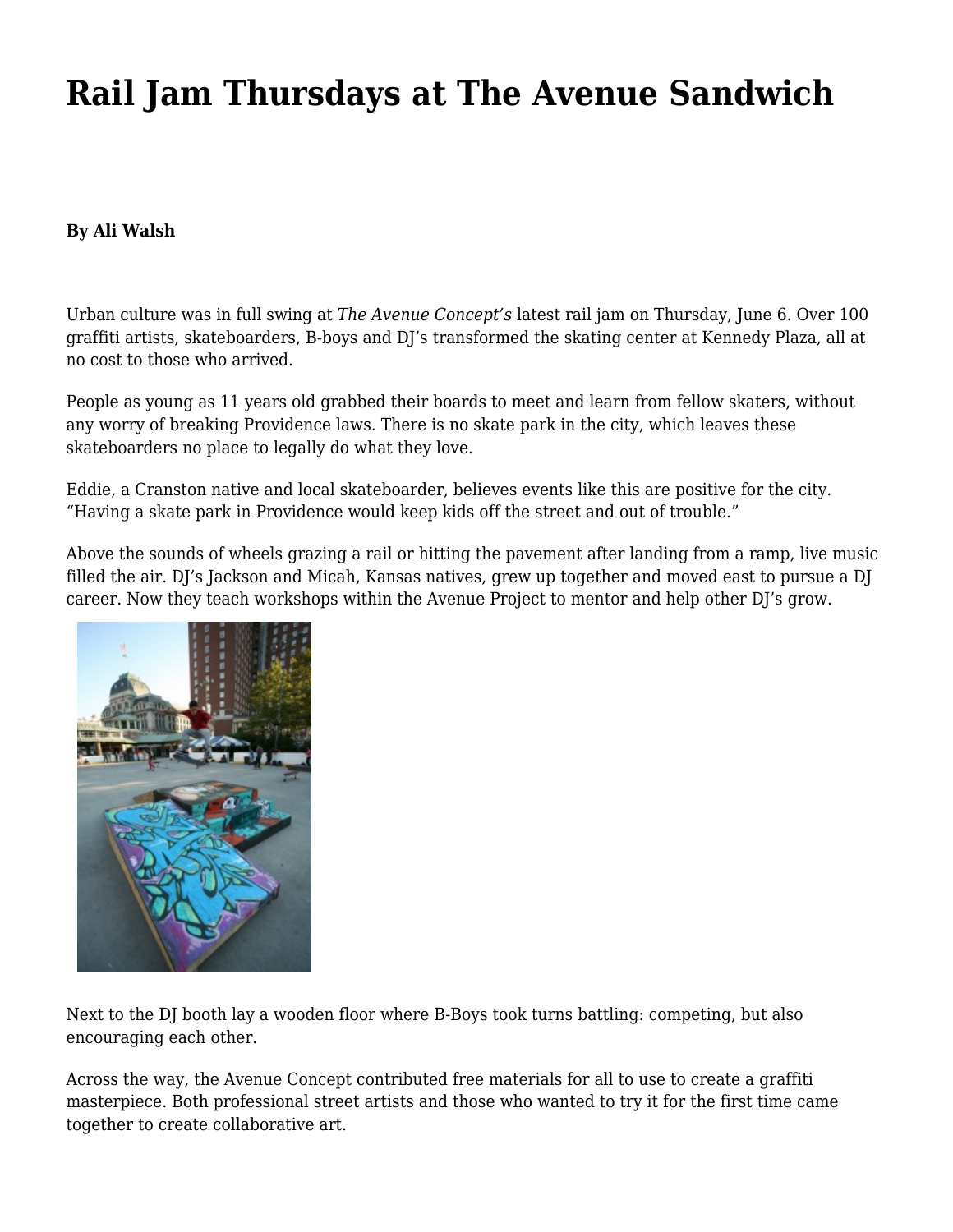# Rail Jam Thursdays at The Avenue Sandwich

**By Ali Walsh**

Urban culture was in full swing at *The Avenue Concept's* latest rail jam on Thursday, June 6. Over 100 graffiti artists, skateboarders, B-boys and DJ's transformed the skating center at Kennedy Plaza, all at no cost to those who arrived.

People as young as 11 years old grabbed their boards to meet and learn from fellow skaters, without any worry of breaking Providence laws. There is no skate park in the city, which leaves these skateboarders no place to legally do what they love.

Eddie, a Cranston native and local skateboarder, believes events like this are positive for the city. "Having a skate park in Providence would keep kids off the street and out of trouble."

Above the sounds of wheels grazing a rail or hitting the pavement after landing from a ramp, live music filled the air. DJ's Jackson and Micah, Kansas natives, grew up together and moved east to pursue a DJ career. Now they teach workshops within the Avenue Project to mentor and help other DJ's grow.

Next to the DJ booth lay a wooden floor where B-Boys took turns battling: competing, but also encouraging each other.

Across the way, the Avenue Concept contributed free materials for all to use to create a graffiti masterpiece. Both professional street artists and those who wanted to try it for the first time came together to create collaborative art.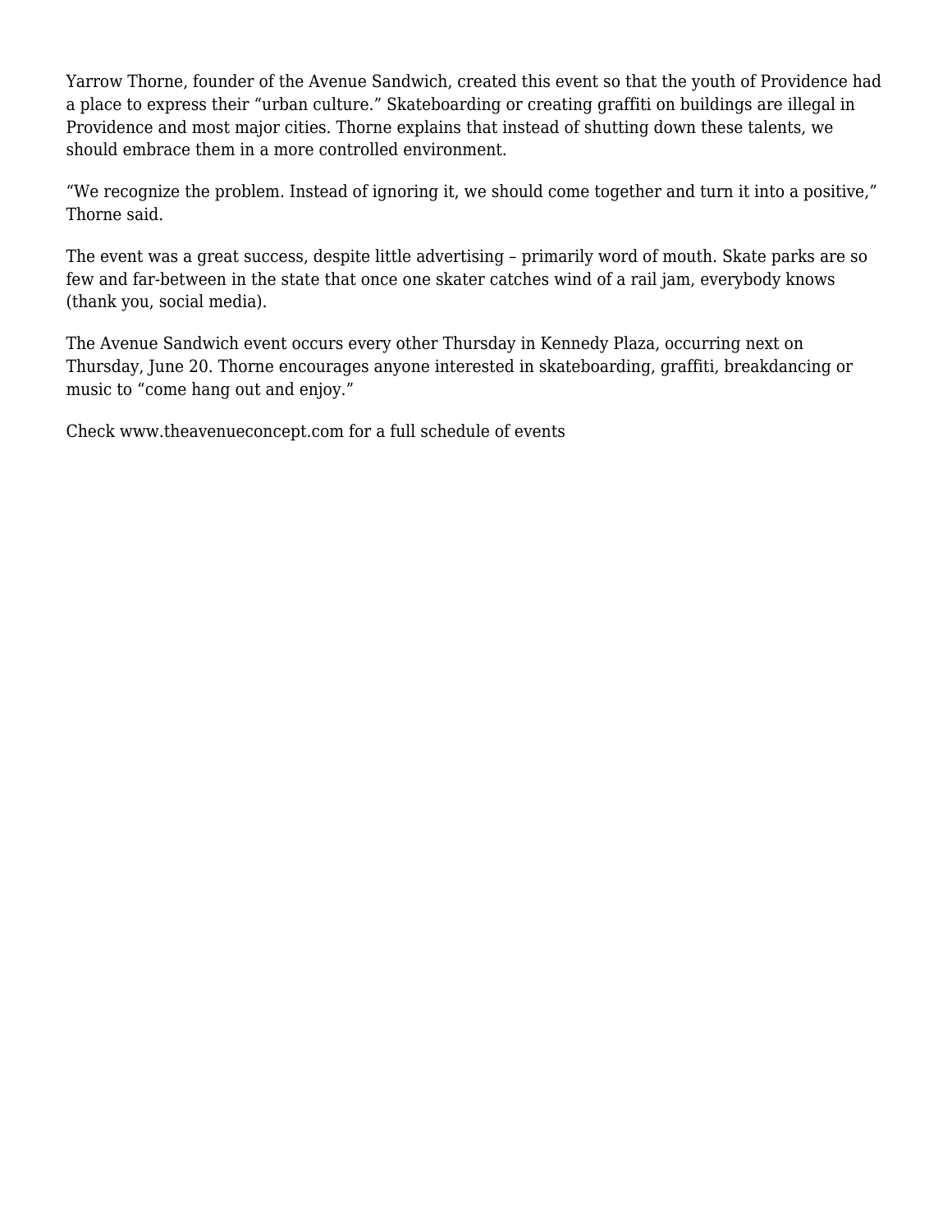Yarrow Thorne, founder of the Avenue Sandwich, created this event so that the youth of Providence had a place to express their “urban culture.” Skateboarding or creating graffiti on buildings are illegal in Providence and most major cities. Thorne explains that instead of shutting down these talents, we should embrace them in a more controlled environment.

“We recognize the problem. Instead of ignoring it, we should come together and turn it into a positive,” Thorne said.

The event was a great success, despite little advertising – primarily word of mouth. Skate parks are so few and far-between in the state that once one skater catches wind of a rail jam, everybody knows (thank you, social media).

The Avenue Sandwich event occurs every other Thursday in Kennedy Plaza, occurring next on Thursday, June 20. Thorne encourages anyone interested in skateboarding, graffiti, breakdancing or music to “come hang out and enjoy.”

Check www.theavenueconcept.com for a full schedule of events